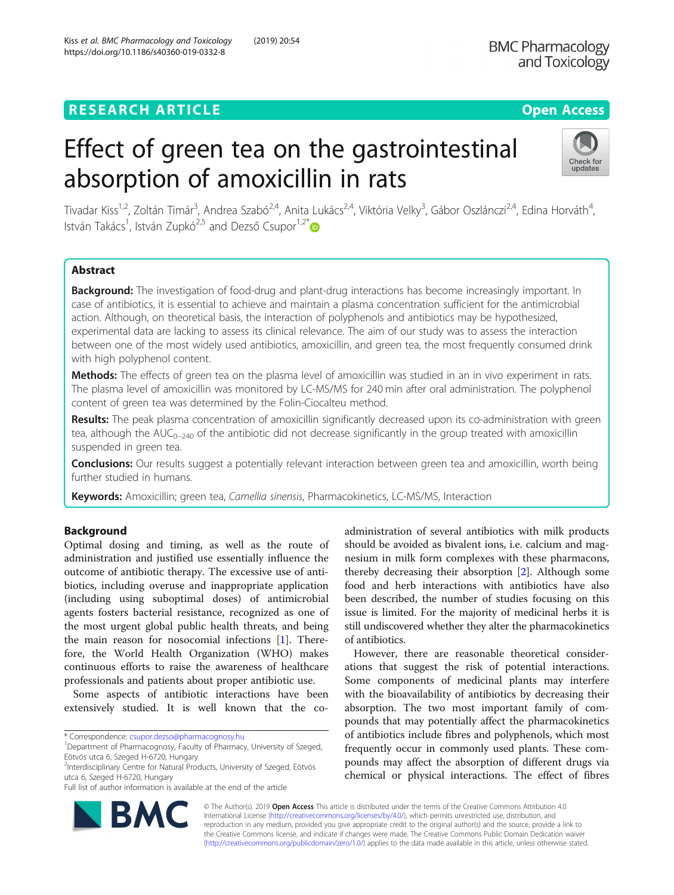RESEARCH ARTICLE

Open Access

# Effect of green tea on the gastrointestinal absorption of amoxicillin in rats

Tivadar Kiss[1,2], Zoltán Timár[3], Andrea Szabó[2,4], Anita Lukács[2,4], Viktória Velky[3], Gábor Oszlánczi[2,4], Edina Horváth[4], István Takács[1], István Zupkó[2,5] and Dezső Csupor[1,2*]

## Abstract

**Background:** The investigation of food-drug and plant-drug interactions has become increasingly important. In case of antibiotics, it is essential to achieve and maintain a plasma concentration sufficient for the antimicrobial action. Although, on theoretical basis, the interaction of polyphenols and antibiotics may be hypothesized, experimental data are lacking to assess its clinical relevance. The aim of our study was to assess the interaction between one of the most widely used antibiotics, amoxicillin, and green tea, the most frequently consumed drink with high polyphenol content.

**Methods:** The effects of green tea on the plasma level of amoxicillin was studied in an in vivo experiment in rats. The plasma level of amoxicillin was monitored by LC-MS/MS for 240 min after oral administration. The polyphenol content of green tea was determined by the Folin-Ciocalteu method.

**Results:** The peak plasma concentration of amoxicillin significantly decreased upon its co-administration with green tea, although the $AUC_{0-240}$ of the antibiotic did not decrease significantly in the group treated with amoxicillin suspended in green tea.

**Conclusions:** Our results suggest a potentially relevant interaction between green tea and amoxicillin, worth being further studied in humans.

**Keywords:** Amoxicillin; green tea, *Camellia sinensis*, Pharmacokinetics, LC-MS/MS, Interaction

## Background

Optimal dosing and timing, as well as the route of administration and justified use essentially influence the outcome of antibiotic therapy. The excessive use of antibiotics, including overuse and inappropriate application (including using suboptimal doses) of antimicrobial agents fosters bacterial resistance, recognized as one of the most urgent global public health threats, and being the main reason for nosocomial infections [1]. Therefore, the World Health Organization (WHO) makes continuous efforts to raise the awareness of healthcare professionals and patients about proper antibiotic use.

Some aspects of antibiotic interactions have been extensively studied. It is well known that the co-administration of several antibiotics with milk products should be avoided as bivalent ions, i.e. calcium and magnesium in milk form complexes with these pharmacons, thereby decreasing their absorption [2]. Although some food and herb interactions with antibiotics have also been described, the number of studies focusing on this issue is limited. For the majority of medicinal herbs it is still undiscovered whether they alter the pharmacokinetics of antibiotics.

However, there are reasonable theoretical considerations that suggest the risk of potential interactions. Some components of medicinal plants may interfere with the bioavailability of antibiotics by decreasing their absorption. The two most important family of compounds that may potentially affect the pharmacokinetics of antibiotics include fibres and polyphenols, which most frequently occur in commonly used plants. These compounds may affect the absorption of different drugs via chemical or physical interactions. The effect of fibres

* Correspondence: csupor.dezso@pharmacognosy.hu
[1]Department of Pharmacognosy, Faculty of Pharmacy, University of Szeged, Eötvös utca 6, Szeged H-6720, Hungary
[2]Interdisciplinary Centre for Natural Products, University of Szeged, Eötvös utca 6, Szeged H-6720, Hungary
Full list of author information is available at the end of the article

© The Author(s). 2019 **Open Access** This article is distributed under the terms of the Creative Commons Attribution 4.0 International License (http://creativecommons.org/licenses/by/4.0/), which permits unrestricted use, distribution, and reproduction in any medium, provided you give appropriate credit to the original author(s) and the source, provide a link to the Creative Commons license, and indicate if changes were made. The Creative Commons Public Domain Dedication waiver (http://creativecommons.org/publicdomain/zero/1.0/) applies to the data made available in this article, unless otherwise stated.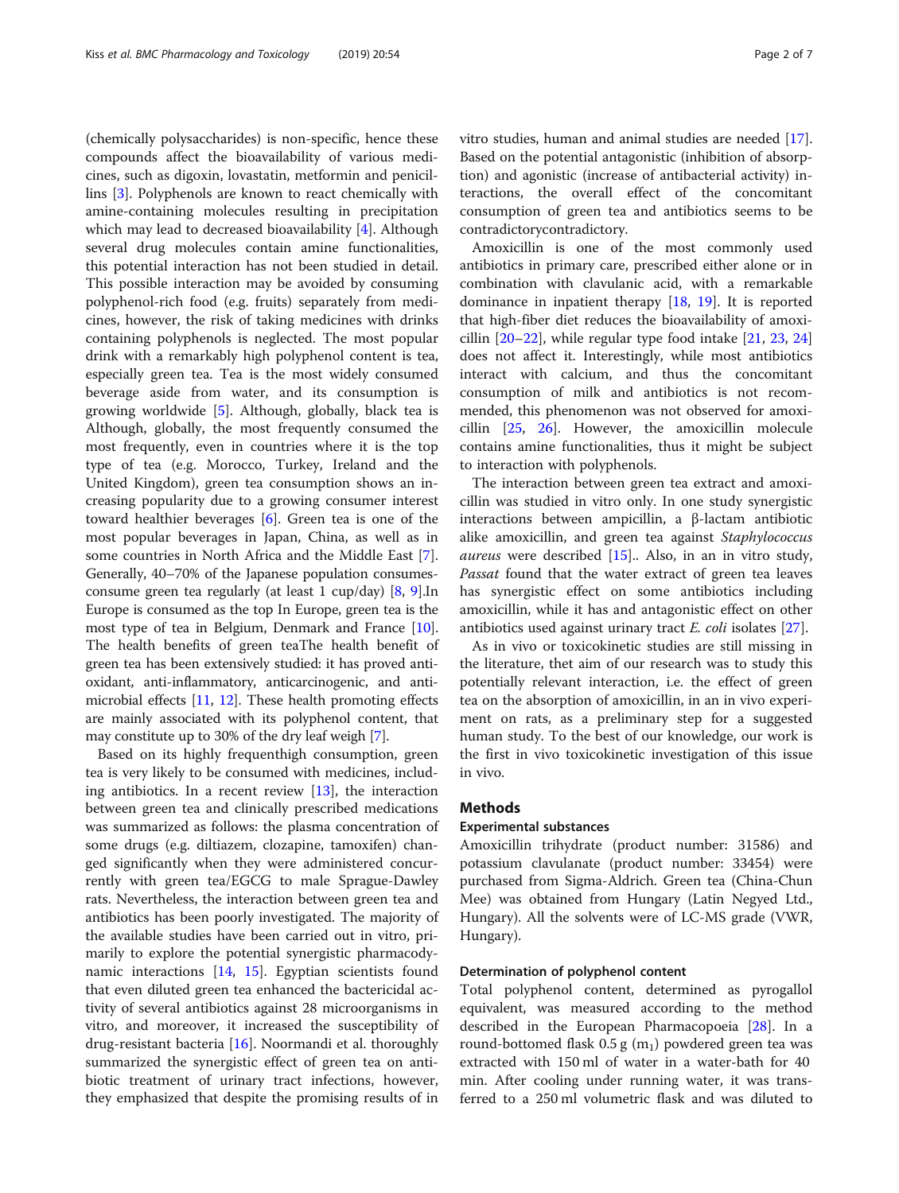(chemically polysaccharides) is non-specific, hence these compounds affect the bioavailability of various medicines, such as digoxin, lovastatin, metformin and penicillins [3]. Polyphenols are known to react chemically with amine-containing molecules resulting in precipitation which may lead to decreased bioavailability [4]. Although several drug molecules contain amine functionalities, this potential interaction has not been studied in detail. This possible interaction may be avoided by consuming polyphenol-rich food (e.g. fruits) separately from medicines, however, the risk of taking medicines with drinks containing polyphenols is neglected. The most popular drink with a remarkably high polyphenol content is tea, especially green tea. Tea is the most widely consumed beverage aside from water, and its consumption is growing worldwide [5]. Although, globally, black tea is Although, globally, the most frequently consumed the most frequently, even in countries where it is the top type of tea (e.g. Morocco, Turkey, Ireland and the United Kingdom), green tea consumption shows an increasing popularity due to a growing consumer interest toward healthier beverages [6]. Green tea is one of the most popular beverages in Japan, China, as well as in some countries in North Africa and the Middle East [7]. Generally, 40–70% of the Japanese population consumesconsume green tea regularly (at least 1 cup/day) [8, 9].In Europe is consumed as the top In Europe, green tea is the most type of tea in Belgium, Denmark and France [10]. The health benefits of green teaThe health benefit of green tea has been extensively studied: it has proved antioxidant, anti-inflammatory, anticarcinogenic, and antimicrobial effects [11, 12]. These health promoting effects are mainly associated with its polyphenol content, that may constitute up to 30% of the dry leaf weigh [7].

Based on its highly frequenthigh consumption, green tea is very likely to be consumed with medicines, including antibiotics. In a recent review [13], the interaction between green tea and clinically prescribed medications was summarized as follows: the plasma concentration of some drugs (e.g. diltiazem, clozapine, tamoxifen) changed significantly when they were administered concurrently with green tea/EGCG to male Sprague-Dawley rats. Nevertheless, the interaction between green tea and antibiotics has been poorly investigated. The majority of the available studies have been carried out in vitro, primarily to explore the potential synergistic pharmacodynamic interactions [14, 15]. Egyptian scientists found that even diluted green tea enhanced the bactericidal activity of several antibiotics against 28 microorganisms in vitro, and moreover, it increased the susceptibility of drug-resistant bacteria [16]. Noormandi et al. thoroughly summarized the synergistic effect of green tea on antibiotic treatment of urinary tract infections, however, they emphasized that despite the promising results of in vitro studies, human and animal studies are needed [17]. Based on the potential antagonistic (inhibition of absorption) and agonistic (increase of antibacterial activity) interactions, the overall effect of the concomitant consumption of green tea and antibiotics seems to be contradictorycontradictory.

Amoxicillin is one of the most commonly used antibiotics in primary care, prescribed either alone or in combination with clavulanic acid, with a remarkable dominance in inpatient therapy [18, 19]. It is reported that high-fiber diet reduces the bioavailability of amoxicillin [20–22], while regular type food intake [21, 23, 24] does not affect it. Interestingly, while most antibiotics interact with calcium, and thus the concomitant consumption of milk and antibiotics is not recommended, this phenomenon was not observed for amoxicillin [25, 26]. However, the amoxicillin molecule contains amine functionalities, thus it might be subject to interaction with polyphenols.

The interaction between green tea extract and amoxicillin was studied in vitro only. In one study synergistic interactions between ampicillin, a β-lactam antibiotic alike amoxicillin, and green tea against *Staphylococcus aureus* were described [15].. Also, in an in vitro study, *Passat* found that the water extract of green tea leaves has synergistic effect on some antibiotics including amoxicillin, while it has and antagonistic effect on other antibiotics used against urinary tract *E. coli* isolates [27].

As in vivo or toxicokinetic studies are still missing in the literature, thet aim of our research was to study this potentially relevant interaction, i.e. the effect of green tea on the absorption of amoxicillin, in an in vivo experiment on rats, as a preliminary step for a suggested human study. To the best of our knowledge, our work is the first in vivo toxicokinetic investigation of this issue in vivo.

## Methods

### Experimental substances

Amoxicillin trihydrate (product number: 31586) and potassium clavulanate (product number: 33454) were purchased from Sigma-Aldrich. Green tea (China-Chun Mee) was obtained from Hungary (Latin Negyed Ltd., Hungary). All the solvents were of LC-MS grade (VWR, Hungary).

### Determination of polyphenol content

Total polyphenol content, determined as pyrogallol equivalent, was measured according to the method described in the European Pharmacopoeia [28]. In a round-bottomed flask 0.5 g ($m_1$) powdered green tea was extracted with 150 ml of water in a water-bath for 40 min. After cooling under running water, it was transferred to a 250 ml volumetric flask and was diluted to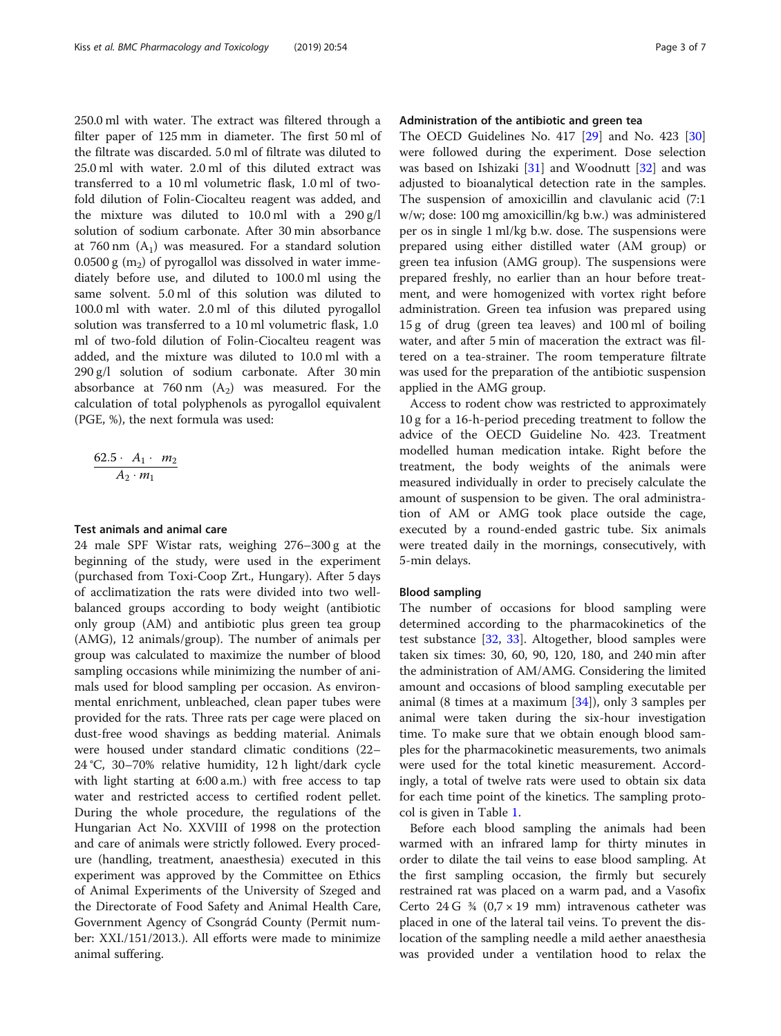250.0 ml with water. The extract was filtered through a filter paper of 125 mm in diameter. The first 50 ml of the filtrate was discarded. 5.0 ml of filtrate was diluted to 25.0 ml with water. 2.0 ml of this diluted extract was transferred to a 10 ml volumetric flask, 1.0 ml of two-fold dilution of Folin-Ciocalteu reagent was added, and the mixture was diluted to 10.0 ml with a 290 g/l solution of sodium carbonate. After 30 min absorbance at 760 nm ($A_1$) was measured. For a standard solution 0.0500 g ($m_2$) of pyrogallol was dissolved in water immediately before use, and diluted to 100.0 ml using the same solvent. 5.0 ml of this solution was diluted to 100.0 ml with water. 2.0 ml of this diluted pyrogallol solution was transferred to a 10 ml volumetric flask, 1.0 ml of two-fold dilution of Folin-Ciocalteu reagent was added, and the mixture was diluted to 10.0 ml with a 290 g/l solution of sodium carbonate. After 30 min absorbance at 760 nm ($A_2$) was measured. For the calculation of total polyphenols as pyrogallol equivalent (PGE, %), the next formula was used:

$$\frac{62.5 \cdot A_1 \cdot m_2}{A_2 \cdot m_1}$$

### Test animals and animal care

24 male SPF Wistar rats, weighing 276–300 g at the beginning of the study, were used in the experiment (purchased from Toxi-Coop Zrt., Hungary). After 5 days of acclimatization the rats were divided into two well-balanced groups according to body weight (antibiotic only group (AM) and antibiotic plus green tea group (AMG), 12 animals/group). The number of animals per group was calculated to maximize the number of blood sampling occasions while minimizing the number of animals used for blood sampling per occasion. As environmental enrichment, unbleached, clean paper tubes were provided for the rats. Three rats per cage were placed on dust-free wood shavings as bedding material. Animals were housed under standard climatic conditions (22–24 °C, 30–70% relative humidity, 12 h light/dark cycle with light starting at 6:00 a.m.) with free access to tap water and restricted access to certified rodent pellet. During the whole procedure, the regulations of the Hungarian Act No. XXVIII of 1998 on the protection and care of animals were strictly followed. Every procedure (handling, treatment, anaesthesia) executed in this experiment was approved by the Committee on Ethics of Animal Experiments of the University of Szeged and the Directorate of Food Safety and Animal Health Care, Government Agency of Csongrád County (Permit number: XXI./151/2013.). All efforts were made to minimize animal suffering.

### Administration of the antibiotic and green tea

The OECD Guidelines No. 417 [29] and No. 423 [30] were followed during the experiment. Dose selection was based on Ishizaki [31] and Woodnutt [32] and was adjusted to bioanalytical detection rate in the samples. The suspension of amoxicillin and clavulanic acid (7:1 w/w; dose: 100 mg amoxicillin/kg b.w.) was administered per os in single 1 ml/kg b.w. dose. The suspensions were prepared using either distilled water (AM group) or green tea infusion (AMG group). The suspensions were prepared freshly, no earlier than an hour before treatment, and were homogenized with vortex right before administration. Green tea infusion was prepared using 15 g of drug (green tea leaves) and 100 ml of boiling water, and after 5 min of maceration the extract was filtered on a tea-strainer. The room temperature filtrate was used for the preparation of the antibiotic suspension applied in the AMG group.

Access to rodent chow was restricted to approximately 10 g for a 16-h-period preceding treatment to follow the advice of the OECD Guideline No. 423. Treatment modelled human medication intake. Right before the treatment, the body weights of the animals were measured individually in order to precisely calculate the amount of suspension to be given. The oral administration of AM or AMG took place outside the cage, executed by a round-ended gastric tube. Six animals were treated daily in the mornings, consecutively, with 5-min delays.

### Blood sampling

The number of occasions for blood sampling were determined according to the pharmacokinetics of the test substance [32, 33]. Altogether, blood samples were taken six times: 30, 60, 90, 120, 180, and 240 min after the administration of AM/AMG. Considering the limited amount and occasions of blood sampling executable per animal (8 times at a maximum [34]), only 3 samples per animal were taken during the six-hour investigation time. To make sure that we obtain enough blood samples for the pharmacokinetic measurements, two animals were used for the total kinetic measurement. Accordingly, a total of twelve rats were used to obtain six data for each time point of the kinetics. The sampling protocol is given in Table 1.

Before each blood sampling the animals had been warmed with an infrared lamp for thirty minutes in order to dilate the tail veins to ease blood sampling. At the first sampling occasion, the firmly but securely restrained rat was placed on a warm pad, and a Vasofix Certo 24 G ¾ (0,7 × 19 mm) intravenous catheter was placed in one of the lateral tail veins. To prevent the dislocation of the sampling needle a mild aether anaesthesia was provided under a ventilation hood to relax the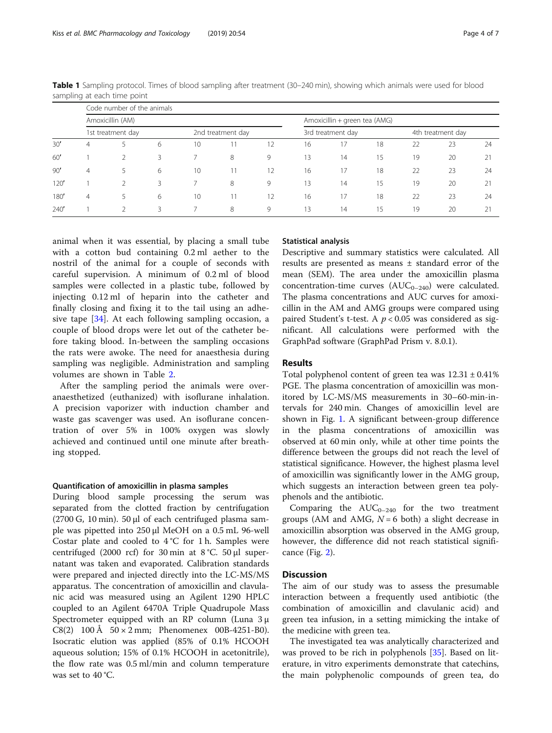**Table 1** Sampling protocol. Times of blood sampling after treatment (30–240 min), showing which animals were used for blood sampling at each time point

| | Code number of the animals | | | | | | | | | | | |
|---|---|---|---|---|---|---|---|---|---|---|---|---|
| | Amoxicillin (AM) | | | | | | Amoxicillin + green tea (AMG) | | | | | |
| | 1st treatment day | | | 2nd treatment day | | | 3rd treatment day | | | 4th treatment day | | |
| 30′ | 4 | 5 | 6 | 10 | 11 | 12 | 16 | 17 | 18 | 22 | 23 | 24 |
| 60′ | 1 | 2 | 3 | 7 | 8 | 9 | 13 | 14 | 15 | 19 | 20 | 21 |
| 90′ | 4 | 5 | 6 | 10 | 11 | 12 | 16 | 17 | 18 | 22 | 23 | 24 |
| 120′ | 1 | 2 | 3 | 7 | 8 | 9 | 13 | 14 | 15 | 19 | 20 | 21 |
| 180′ | 4 | 5 | 6 | 10 | 11 | 12 | 16 | 17 | 18 | 22 | 23 | 24 |
| 240′ | 1 | 2 | 3 | 7 | 8 | 9 | 13 | 14 | 15 | 19 | 20 | 21 |

animal when it was essential, by placing a small tube with a cotton bud containing 0.2 ml aether to the nostril of the animal for a couple of seconds with careful supervision. A minimum of 0.2 ml of blood samples were collected in a plastic tube, followed by injecting 0.12 ml of heparin into the catheter and finally closing and fixing it to the tail using an adhesive tape [34]. At each following sampling occasion, a couple of blood drops were let out of the catheter before taking blood. In-between the sampling occasions the rats were awoke. The need for anaesthesia during sampling was negligible. Administration and sampling volumes are shown in Table 2.

After the sampling period the animals were over-anaesthetized (euthanized) with isoflurane inhalation. A precision vaporizer with induction chamber and waste gas scavenger was used. An isoflurane concentration of over 5% in 100% oxygen was slowly achieved and continued until one minute after breathing stopped.

### Quantification of amoxicillin in plasma samples

During blood sample processing the serum was separated from the clotted fraction by centrifugation (2700 G, 10 min). 50 μl of each centrifuged plasma sample was pipetted into 250 μl MeOH on a 0.5 mL 96-well Costar plate and cooled to 4 °C for 1 h. Samples were centrifuged (2000 rcf) for 30 min at 8 °C. 50 μl supernatant was taken and evaporated. Calibration standards were prepared and injected directly into the LC-MS/MS apparatus. The concentration of amoxicillin and clavulanic acid was measured using an Agilent 1290 HPLC coupled to an Agilent 6470A Triple Quadrupole Mass Spectrometer equipped with an RP column (Luna 3 μ C8(2) 100 Å 50 × 2 mm; Phenomenex 00B-4251-B0). Isocratic elution was applied (85% of 0.1% HCOOH aqueous solution; 15% of 0.1% HCOOH in acetonitrile), the flow rate was 0.5 ml/min and column temperature was set to 40 °C.

### Statistical analysis

Descriptive and summary statistics were calculated. All results are presented as means ± standard error of the mean (SEM). The area under the amoxicillin plasma concentration-time curves ($AUC_{0-240}$) were calculated. The plasma concentrations and AUC curves for amoxicillin in the AM and AMG groups were compared using paired Student's t-test. A $p < 0.05$ was considered as significant. All calculations were performed with the GraphPad software (GraphPad Prism v. 8.0.1).

## Results

Total polyphenol content of green tea was 12.31 ± 0.41% PGE. The plasma concentration of amoxicillin was monitored by LC-MS/MS measurements in 30–60-min-intervals for 240 min. Changes of amoxicillin level are shown in Fig. 1. A significant between-group difference in the plasma concentrations of amoxicillin was observed at 60 min only, while at other time points the difference between the groups did not reach the level of statistical significance. However, the highest plasma level of amoxicillin was significantly lower in the AMG group, which suggests an interaction between green tea polyphenols and the antibiotic.

Comparing the $AUC_{0-240}$ for the two treatment groups (AM and AMG, $N = 6$ both) a slight decrease in amoxicillin absorption was observed in the AMG group, however, the difference did not reach statistical significance (Fig. 2).

## Discussion

The aim of our study was to assess the presumable interaction between a frequently used antibiotic (the combination of amoxicillin and clavulanic acid) and green tea infusion, in a setting mimicking the intake of the medicine with green tea.

The investigated tea was analytically characterized and was proved to be rich in polyphenols [35]. Based on literature, in vitro experiments demonstrate that catechins, the main polyphenolic compounds of green tea, do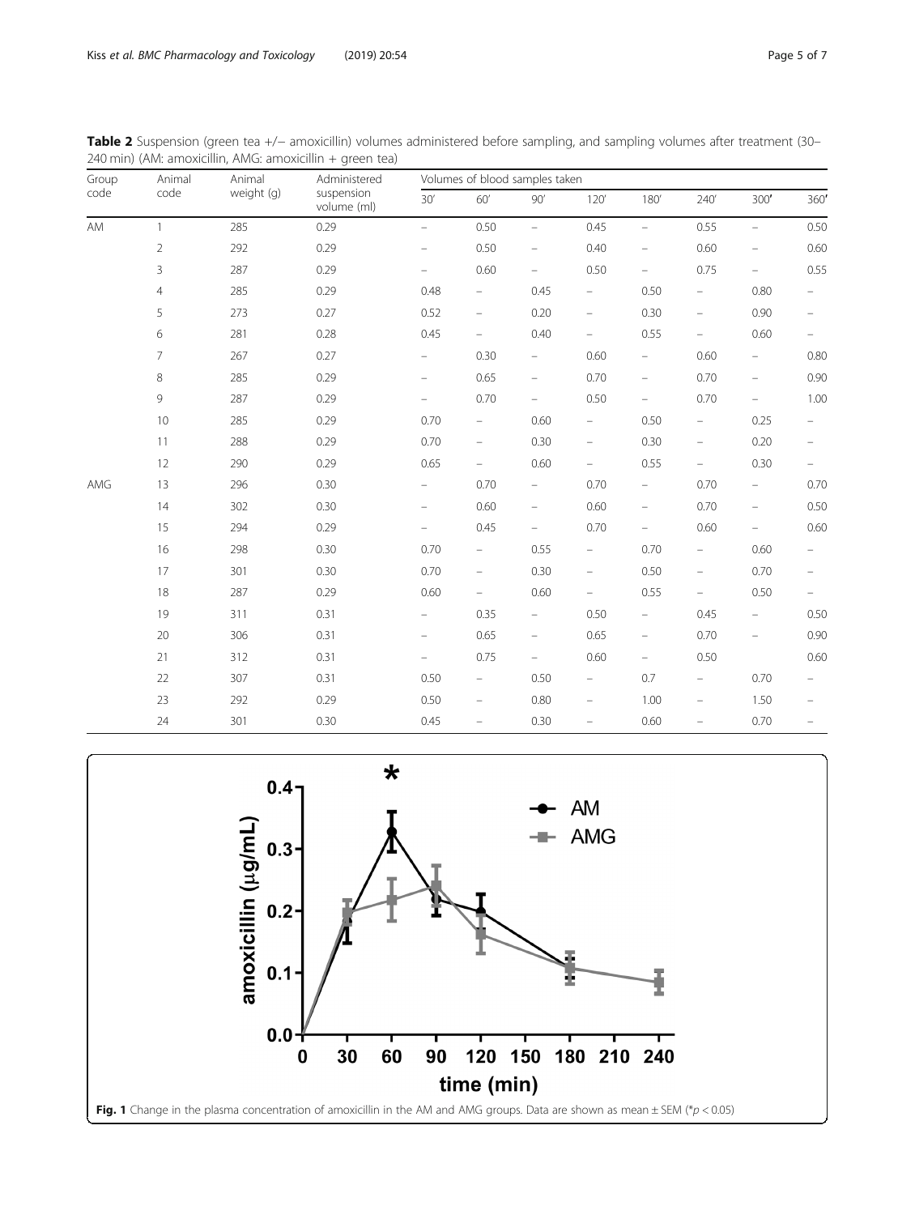**Table 2** Suspension (green tea +/− amoxicillin) volumes administered before sampling, and sampling volumes after treatment (30–240 min) (AM: amoxicillin, AMG: amoxicillin + green tea)

| Group code | Animal code | Animal weight (g) | Administered suspension volume (ml) | Volumes of blood samples taken | | | | | | | |
|---|---|---|---|---|---|---|---|---|---|---|---|
| | | | | 30′ | 60′ | 90′ | 120′ | 180′ | 240′ | 300′ | 360′ |
| AM | 1 | 285 | 0.29 | – | 0.50 | – | 0.45 | – | 0.55 | – | 0.50 |
| | 2 | 292 | 0.29 | – | 0.50 | – | 0.40 | – | 0.60 | – | 0.60 |
| | 3 | 287 | 0.29 | – | 0.60 | – | 0.50 | – | 0.75 | – | 0.55 |
| | 4 | 285 | 0.29 | 0.48 | – | 0.45 | – | 0.50 | – | 0.80 | – |
| | 5 | 273 | 0.27 | 0.52 | – | 0.20 | – | 0.30 | – | 0.90 | – |
| | 6 | 281 | 0.28 | 0.45 | – | 0.40 | – | 0.55 | – | 0.60 | – |
| | 7 | 267 | 0.27 | – | 0.30 | – | 0.60 | – | 0.60 | – | 0.80 |
| | 8 | 285 | 0.29 | – | 0.65 | – | 0.70 | – | 0.70 | – | 0.90 |
| | 9 | 287 | 0.29 | – | 0.70 | – | 0.50 | – | 0.70 | – | 1.00 |
| | 10 | 285 | 0.29 | 0.70 | – | 0.60 | – | 0.50 | – | 0.25 | – |
| | 11 | 288 | 0.29 | 0.70 | – | 0.30 | – | 0.30 | – | 0.20 | – |
| | 12 | 290 | 0.29 | 0.65 | – | 0.60 | – | 0.55 | – | 0.30 | – |
| AMG | 13 | 296 | 0.30 | – | 0.70 | – | 0.70 | – | 0.70 | – | 0.70 |
| | 14 | 302 | 0.30 | – | 0.60 | – | 0.60 | – | 0.70 | – | 0.50 |
| | 15 | 294 | 0.29 | – | 0.45 | – | 0.70 | – | 0.60 | – | 0.60 |
| | 16 | 298 | 0.30 | 0.70 | – | 0.55 | – | 0.70 | – | 0.60 | – |
| | 17 | 301 | 0.30 | 0.70 | – | 0.30 | – | 0.50 | – | 0.70 | – |
| | 18 | 287 | 0.29 | 0.60 | – | 0.60 | – | 0.55 | – | 0.50 | – |
| | 19 | 311 | 0.31 | – | 0.35 | – | 0.50 | – | 0.45 | – | 0.50 |
| | 20 | 306 | 0.31 | – | 0.65 | – | 0.65 | – | 0.70 | – | 0.90 |
| | 21 | 312 | 0.31 | – | 0.75 | – | 0.60 | – | 0.50 | | 0.60 |
| | 22 | 307 | 0.31 | 0.50 | – | 0.50 | – | 0.7 | – | 0.70 | – |
| | 23 | 292 | 0.29 | 0.50 | – | 0.80 | – | 1.00 | – | 1.50 | – |
| | 24 | 301 | 0.30 | 0.45 | – | 0.30 | – | 0.60 | – | 0.70 | – |

**Fig. 1** Change in the plasma concentration of amoxicillin in the AM and AMG groups. Data are shown as mean ± SEM (*$p < 0.05$)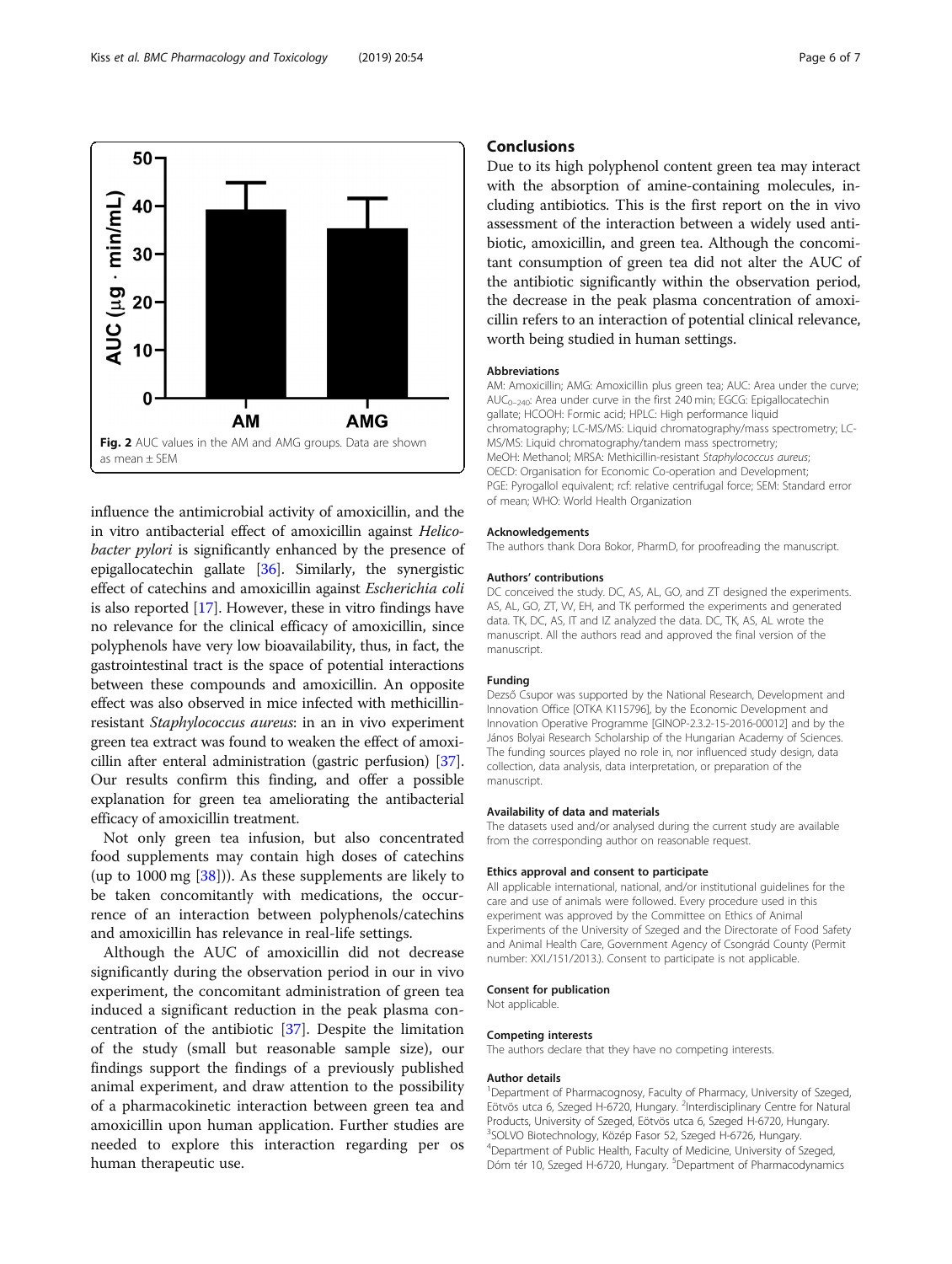Fig. 2 AUC values in the AM and AMG groups. Data are shown as mean ± SEM

influence the antimicrobial activity of amoxicillin, and the in vitro antibacterial effect of amoxicillin against *Helicobacter pylori* is significantly enhanced by the presence of epigallocatechin gallate [36]. Similarly, the synergistic effect of catechins and amoxicillin against *Escherichia coli* is also reported [17]. However, these in vitro findings have no relevance for the clinical efficacy of amoxicillin, since polyphenols have very low bioavailability, thus, in fact, the gastrointestinal tract is the space of potential interactions between these compounds and amoxicillin. An opposite effect was also observed in mice infected with methicillin-resistant *Staphylococcus aureus*: in an in vivo experiment green tea extract was found to weaken the effect of amoxicillin after enteral administration (gastric perfusion) [37]. Our results confirm this finding, and offer a possible explanation for green tea ameliorating the antibacterial efficacy of amoxicillin treatment.

Not only green tea infusion, but also concentrated food supplements may contain high doses of catechins (up to 1000 mg [38])). As these supplements are likely to be taken concomitantly with medications, the occurrence of an interaction between polyphenols/catechins and amoxicillin has relevance in real-life settings.

Although the AUC of amoxicillin did not decrease significantly during the observation period in our in vivo experiment, the concomitant administration of green tea induced a significant reduction in the peak plasma concentration of the antibiotic [37]. Despite the limitation of the study (small but reasonable sample size), our findings support the findings of a previously published animal experiment, and draw attention to the possibility of a pharmacokinetic interaction between green tea and amoxicillin upon human application. Further studies are needed to explore this interaction regarding per os human therapeutic use.

## Conclusions

Due to its high polyphenol content green tea may interact with the absorption of amine-containing molecules, including antibiotics. This is the first report on the in vivo assessment of the interaction between a widely used antibiotic, amoxicillin, and green tea. Although the concomitant consumption of green tea did not alter the AUC of the antibiotic significantly within the observation period, the decrease in the peak plasma concentration of amoxicillin refers to an interaction of potential clinical relevance, worth being studied in human settings.

### Abbreviations

AM: Amoxicillin; AMG: Amoxicillin plus green tea; AUC: Area under the curve; $AUC_{0-240}$: Area under curve in the first 240 min; EGCG: Epigallocatechin gallate; HCOOH: Formic acid; HPLC: High performance liquid chromatography; LC-MS/MS: Liquid chromatography/mass spectrometry; LC-MS/MS: Liquid chromatography/tandem mass spectrometry; MeOH: Methanol; MRSA: Methicillin-resistant *Staphylococcus aureus*; OECD: Organisation for Economic Co-operation and Development; PGE: Pyrogallol equivalent; rcf: relative centrifugal force; SEM: Standard error of mean; WHO: World Health Organization

### Acknowledgements

The authors thank Dora Bokor, PharmD, for proofreading the manuscript.

### Authors' contributions

DC conceived the study. DC, AS, AL, GO, and ZT designed the experiments. AS, AL, GO, ZT, IV, EH, and TK performed the experiments and generated data. TK, DC, AS, IT and IZ analyzed the data. DC, TK, AS, AL wrote the manuscript. All the authors read and approved the final version of the manuscript.

### Funding

Dezső Csupor was supported by the National Research, Development and Innovation Office [OTKA K115796], by the Economic Development and Innovation Operative Programme [GINOP-2.3.2-15-2016-00012] and by the János Bolyai Research Scholarship of the Hungarian Academy of Sciences. The funding sources played no role in, nor influenced study design, data collection, data analysis, data interpretation, or preparation of the manuscript.

### Availability of data and materials

The datasets used and/or analysed during the current study are available from the corresponding author on reasonable request.

### Ethics approval and consent to participate

All applicable international, national, and/or institutional guidelines for the care and use of animals were followed. Every procedure used in this experiment was approved by the Committee on Ethics of Animal Experiments of the University of Szeged and the Directorate of Food Safety and Animal Health Care, Government Agency of Csongrád County (Permit number: XXI./151/2013.). Consent to participate is not applicable.

### Consent for publication

Not applicable.

### Competing interests

The authors declare that they have no competing interests.

### Author details

[1]Department of Pharmacognosy, Faculty of Pharmacy, University of Szeged, Eötvös utca 6, Szeged H-6720, Hungary. [2]Interdisciplinary Centre for Natural Products, University of Szeged, Eötvös utca 6, Szeged H-6720, Hungary. [3]SOLVO Biotechnology, Közép Fasor 52, Szeged H-6726, Hungary. [4]Department of Public Health, Faculty of Medicine, University of Szeged, Dóm tér 10, Szeged H-6720, Hungary. [5]Department of Pharmacodynamics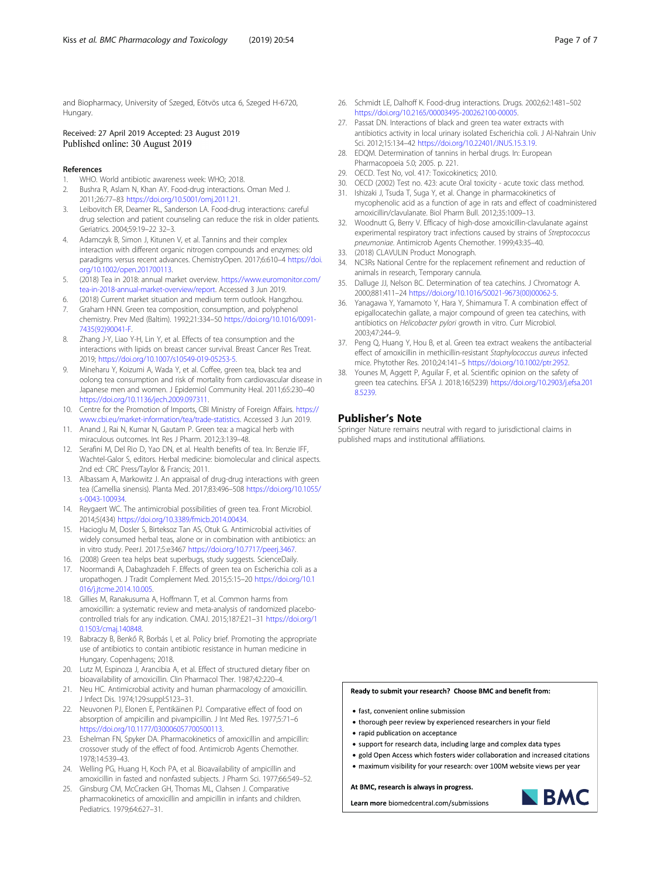and Biopharmacy, University of Szeged, Eötvös utca 6, Szeged H-6720, Hungary.

Received: 27 April 2019 Accepted: 23 August 2019
Published online: 30 August 2019

## References

1. WHO. World antibiotic awareness week: WHO; 2018.
2. Bushra R, Aslam N, Khan AY. Food-drug interactions. Oman Med J. 2011;26:77–83 https://doi.org/10.5001/omj.2011.21.
3. Leibovitch ER, Deamer RL, Sanderson LA. Food-drug interactions: careful drug selection and patient counseling can reduce the risk in older patients. Geriatrics. 2004;59:19–22 32–3.
4. Adamczyk B, Simon J, Kitunen V, et al. Tannins and their complex interaction with different organic nitrogen compounds and enzymes: old paradigms versus recent advances. ChemistryOpen. 2017;6:610–4 https://doi.org/10.1002/open.201700113.
5. (2018) Tea in 2018: annual market overview. https://www.euromonitor.com/tea-in-2018-annual-market-overview/report. Accessed 3 Jun 2019.
6. (2018) Current market situation and medium term outlook. Hangzhou.
7. Graham HNN. Green tea composition, consumption, and polyphenol chemistry. Prev Med (Baltim). 1992;21:334–50 https://doi.org/10.1016/0091-7435(92)90041-F.
8. Zhang J-Y, Liao Y-H, Lin Y, et al. Effects of tea consumption and the interactions with lipids on breast cancer survival. Breast Cancer Res Treat. 2019; https://doi.org/10.1007/s10549-019-05253-5.
9. Mineharu Y, Koizumi A, Wada Y, et al. Coffee, green tea, black tea and oolong tea consumption and risk of mortality from cardiovascular disease in Japanese men and women. J Epidemiol Community Heal. 2011;65:230–40 https://doi.org/10.1136/jech.2009.097311.
10. Centre for the Promotion of Imports, CBI Ministry of Foreign Affairs. https://www.cbi.eu/market-information/tea/trade-statistics. Accessed 3 Jun 2019.
11. Anand J, Rai N, Kumar N, Gautam P. Green tea: a magical herb with miraculous outcomes. Int Res J Pharm. 2012;3:139–48.
12. Serafini M, Del Rio D, Yao DN, et al. Health benefits of tea. In: Benzie IFF, Wachtel-Galor S, editors. Herbal medicine: biomolecular and clinical aspects. 2nd ed: CRC Press/Taylor & Francis; 2011.
13. Albassam A, Markowitz J. An appraisal of drug-drug interactions with green tea (Camellia sinensis). Planta Med. 2017;83:496–508 https://doi.org/10.1055/s-0043-100934.
14. Reygaert WC. The antimicrobial possibilities of green tea. Front Microbiol. 2014;5(434) https://doi.org/10.3389/fmicb.2014.00434.
15. Hacioglu M, Dosler S, Birteksoz Tan AS, Otuk G. Antimicrobial activities of widely consumed herbal teas, alone or in combination with antibiotics: an in vitro study. PeerJ. 2017;5:e3467 https://doi.org/10.7717/peerj.3467.
16. (2008) Green tea helps beat superbugs, study suggests. ScienceDaily.
17. Noormandi A, Dabaghzadeh F. Effects of green tea on Escherichia coli as a uropathogen. J Tradit Complement Med. 2015;5:15–20 https://doi.org/10.1016/j.jtcme.2014.10.005.
18. Gillies M, Ranakusuma A, Hoffmann T, et al. Common harms from amoxicillin: a systematic review and meta-analysis of randomized placebo-controlled trials for any indication. CMAJ. 2015;187:E21–31 https://doi.org/10.1503/cmaj.140848.
19. Babraczy B, Benkő R, Borbás I, et al. Policy brief. Promoting the appropriate use of antibiotics to contain antibiotic resistance in human medicine in Hungary. Copenhagens; 2018.
20. Lutz M, Espinoza J, Arancibia A, et al. Effect of structured dietary fiber on bioavailability of amoxicillin. Clin Pharmacol Ther. 1987;42:220–4.
21. Neu HC. Antimicrobial activity and human pharmacology of amoxicillin. J Infect Dis. 1974;129:suppl:S123–31.
22. Neuvonen PJ, Elonen E, Pentikäinen PJ. Comparative effect of food on absorption of ampicillin and pivampicillin. J Int Med Res. 1977;5:71–6 https://doi.org/10.1177/030006057700500113.
23. Eshelman FN, Spyker DA. Pharmacokinetics of amoxicillin and ampicillin: crossover study of the effect of food. Antimicrob Agents Chemother. 1978;14:539–43.
24. Welling PG, Huang H, Koch PA, et al. Bioavailability of ampicillin and amoxicillin in fasted and nonfasted subjects. J Pharm Sci. 1977;66:549–52.
25. Ginsburg CM, McCracken GH, Thomas ML, Clahsen J. Comparative pharmacokinetics of amoxicillin and ampicillin in infants and children. Pediatrics. 1979;64:627–31.
26. Schmidt LE, Dalhoff K. Food-drug interactions. Drugs. 2002;62:1481–502 https://doi.org/10.2165/00003495-200262100-00005.
27. Passat DN. Interactions of black and green tea water extracts with antibiotics activity in local urinary isolated Escherichia coli. J Al-Nahrain Univ Sci. 2012;15:134–42 https://doi.org/10.22401/JNUS.15.3.19.
28. EDQM. Determination of tannins in herbal drugs. In: European Pharmacopoeia 5.0; 2005. p. 221.
29. OECD. Test No, vol. 417: Toxicokinetics; 2010.
30. OECD (2002) Test no. 423: acute Oral toxicity - acute toxic class method.
31. Ishizaki J, Tsuda T, Suga Y, et al. Change in pharmacokinetics of mycophenolic acid as a function of age in rats and effect of coadministered amoxicillin/clavulanate. Biol Pharm Bull. 2012;35:1009–13.
32. Woodnutt G, Berry V. Efficacy of high-dose amoxicillin-clavulanate against experimental respiratory tract infections caused by strains of *Streptococcus pneumoniae*. Antimicrob Agents Chemother. 1999;43:35–40.
33. (2018) CLAVULIN Product Monograph.
34. NC3Rs National Centre for the replacement refinement and reduction of animals in research, Temporary cannula.
35. Dalluge JJ, Nelson BC. Determination of tea catechins. J Chromatogr A. 2000;881:411–24 https://doi.org/10.1016/S0021-9673(00)00062-5.
36. Yanagawa Y, Yamamoto Y, Hara Y, Shimamura T. A combination effect of epigallocatechin gallate, a major compound of green tea catechins, with antibiotics on *Helicobacter pylori* growth in vitro. Curr Microbiol. 2003;47:244–9.
37. Peng Q, Huang Y, Hou B, et al. Green tea extract weakens the antibacterial effect of amoxicillin in methicillin-resistant *Staphylococcus aureus* infected mice. Phytother Res. 2010;24:141–5 https://doi.org/10.1002/ptr.2952.
38. Younes M, Aggett P, Aguilar F, et al. Scientific opinion on the safety of green tea catechins. EFSA J. 2018;16(5239) https://doi.org/10.2903/j.efsa.2018.5239.

## Publisher's Note

Springer Nature remains neutral with regard to jurisdictional claims in published maps and institutional affiliations.

**Ready to submit your research? Choose BMC and benefit from:**

- fast, convenient online submission
- thorough peer review by experienced researchers in your field
- rapid publication on acceptance
- support for research data, including large and complex data types
- gold Open Access which fosters wider collaboration and increased citations
- maximum visibility for your research: over 100M website views per year

**At BMC, research is always in progress.**

**Learn more** biomedcentral.com/submissions

BMC